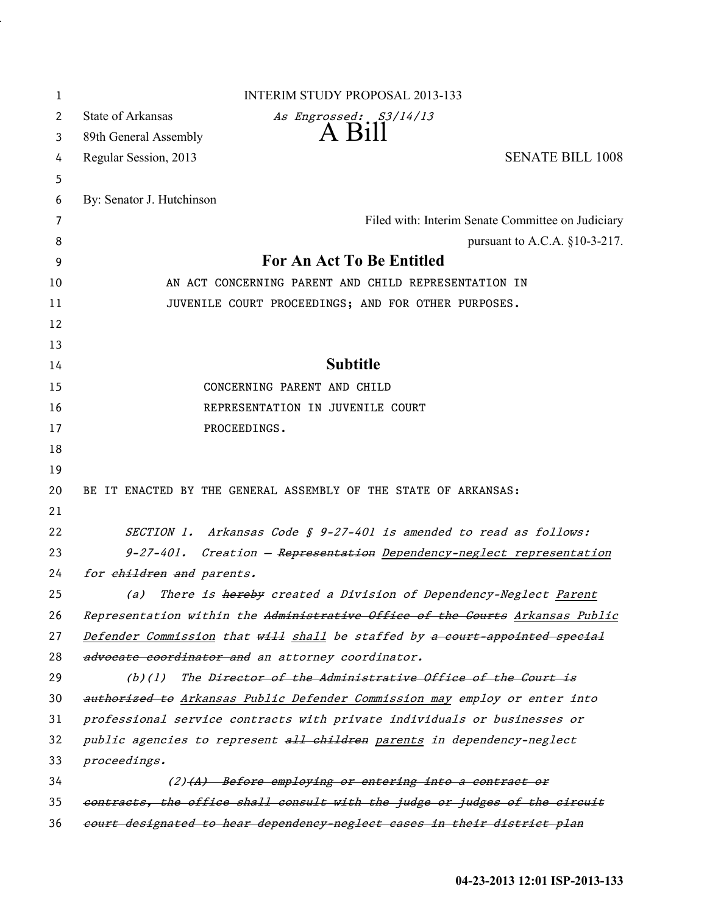INTERIM STUDY PROPOSAL 2013-133

State of Arkansas *As Engrossed: S3/14/13*

89th General Assembly

# A Bill

Regular Session, 2013 SENATE BILL 1008

By: Senator J. Hutchinson

Filed with: Interim Senate Committee on Judiciary pursuant to A.C.A. §10-3-217.

## For An Act To Be Entitled

AN ACT CONCERNING PARENT AND CHILD REPRESENTATION IN JUVENILE COURT PROCEEDINGS; AND FOR OTHER PURPOSES.

## Subtitle

CONCERNING PARENT AND CHILD REPRESENTATION IN JUVENILE COURT PROCEEDINGS.

BE IT ENACTED BY THE GENERAL ASSEMBLY OF THE STATE OF ARKANSAS:

*SECTION 1. Arkansas Code § 9-27-401 is amended to read as follows:*

*9-27-401. Creation — ~~Representation~~ <u>Dependency-neglect representation</u> for ~~children~~ ~~and~~ parents.*

*(a) There is ~~hereby~~ created a Division of Dependency-Neglect <u>Parent</u> Representation within the ~~Administrative Office of the Courts~~ <u>Arkansas Public Defender Commission</u> that ~~will~~ <u>shall</u> be staffed by ~~a court-appointed special advocate coordinator and~~ an attorney coordinator.*

*(b)(1) The ~~Director of the Administrative Office of the Court is authorized to~~ <u>Arkansas Public Defender Commission may</u> employ or enter into professional service contracts with private individuals or businesses or public agencies to represent ~~all children~~ <u>parents</u> in dependency-neglect proceedings.*

*(2)~~(A) Before employing or entering into a contract or contracts, the office shall consult with the judge or judges of the circuit court designated to hear dependency-neglect cases in their district plan~~*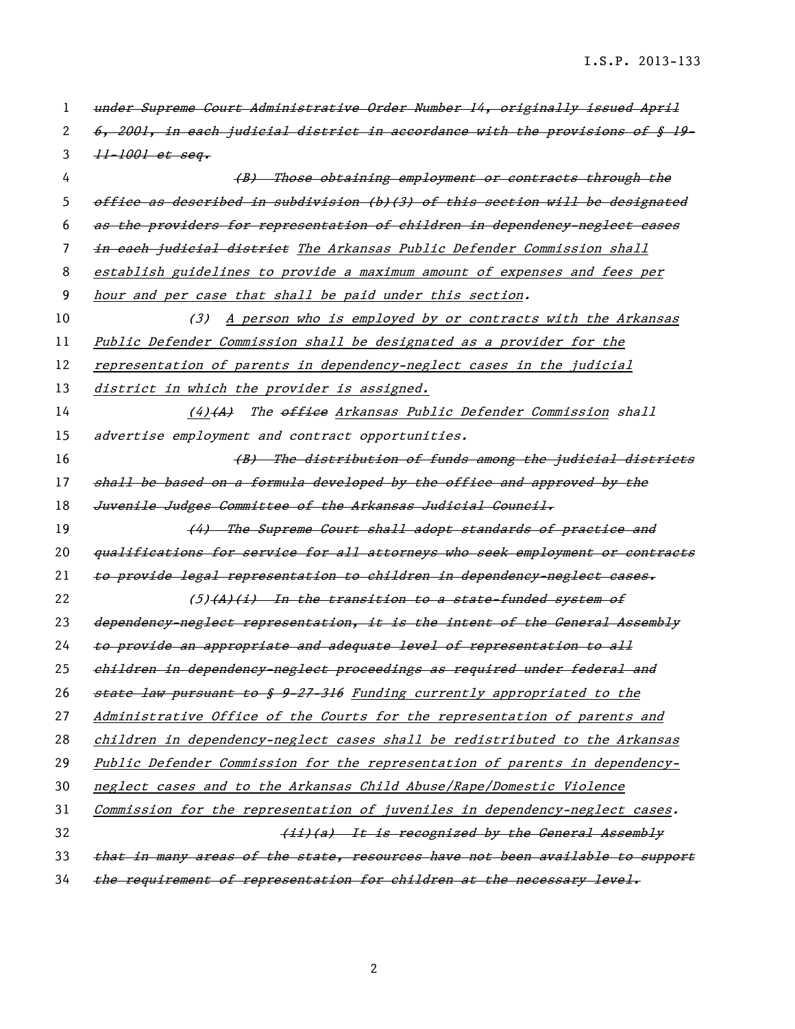~~under Supreme Court Administrative Order Number 14, originally issued April 6, 2001, in each judicial district in accordance with the provisions of § 19-11-1001 et seq.~~

~~(B) Those obtaining employment or contracts through the office as described in subdivision (b)(3) of this section will be designated as the providers for representation of children in dependency-neglect cases in each judicial district~~ The Arkansas Public Defender Commission shall establish guidelines to provide a maximum amount of expenses and fees per hour and per case that shall be paid under this section.

(3) A person who is employed by or contracts with the Arkansas Public Defender Commission shall be designated as a provider for the representation of parents in dependency-neglect cases in the judicial district in which the provider is assigned.

(4)~~(A)~~ The ~~office~~ Arkansas Public Defender Commission shall advertise employment and contract opportunities.

~~(B) The distribution of funds among the judicial districts shall be based on a formula developed by the office and approved by the Juvenile Judges Committee of the Arkansas Judicial Council.~~

~~(4) The Supreme Court shall adopt standards of practice and qualifications for service for all attorneys who seek employment or contracts to provide legal representation to children in dependency-neglect cases.~~

(5)~~(A)(i) In the transition to a state-funded system of dependency-neglect representation, it is the intent of the General Assembly to provide an appropriate and adequate level of representation to all children in dependency-neglect proceedings as required under federal and state law pursuant to § 9-27-316~~ Funding currently appropriated to the Administrative Office of the Courts for the representation of parents and children in dependency-neglect cases shall be redistributed to the Arkansas Public Defender Commission for the representation of parents in dependency-neglect cases and to the Arkansas Child Abuse/Rape/Domestic Violence Commission for the representation of juveniles in dependency-neglect cases.

~~(ii)(a) It is recognized by the General Assembly that in many areas of the state, resources have not been available to support the requirement of representation for children at the necessary level.~~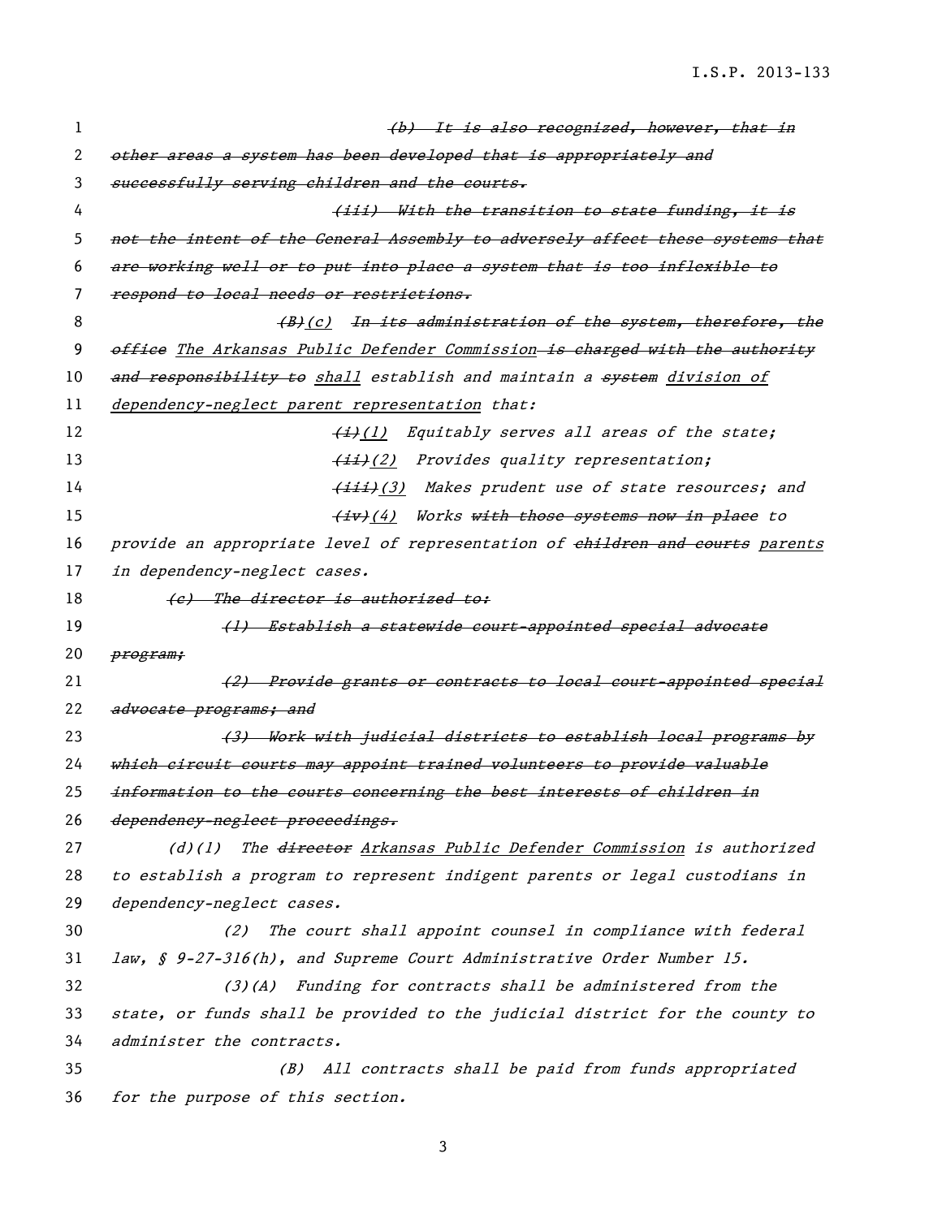~~(b) It is also recognized, however, that in other areas a system has been developed that is appropriately and successfully serving children and the courts.~~

~~(iii) With the transition to state funding, it is not the intent of the General Assembly to adversely affect these systems that are working well or to put into place a system that is too inflexible to respond to local needs or restrictions.~~

~~(B)~~<u>(c)</u> ~~In its administration of the system, therefore, the office~~ <u>The Arkansas Public Defender Commission</u> ~~is charged with the authority and responsibility to~~ <u>shall</u> establish and maintain a ~~system~~ <u>division of dependency-neglect parent representation</u> that:

~~(i)~~<u>(1)</u> Equitably serves all areas of the state;

~~(ii)~~<u>(2)</u> Provides quality representation;

~~(iii)~~<u>(3)</u> Makes prudent use of state resources; and

~~(iv)~~<u>(4)</u> Works ~~with those systems now in place~~ to provide an appropriate level of representation of ~~children and courts~~ <u>parents</u> in dependency-neglect cases.

~~(c) The director is authorized to:~~

~~(1) Establish a statewide court-appointed special advocate program;~~

~~(2) Provide grants or contracts to local court-appointed special advocate programs; and~~

~~(3) Work with judicial districts to establish local programs by which circuit courts may appoint trained volunteers to provide valuable information to the courts concerning the best interests of children in dependency-neglect proceedings.~~

(d)(1) The ~~director~~ <u>Arkansas Public Defender Commission</u> is authorized to establish a program to represent indigent parents or legal custodians in dependency-neglect cases.

(2) The court shall appoint counsel in compliance with federal law, § 9-27-316(h), and Supreme Court Administrative Order Number 15.

(3)(A) Funding for contracts shall be administered from the state, or funds shall be provided to the judicial district for the county to administer the contracts.

(B) All contracts shall be paid from funds appropriated for the purpose of this section.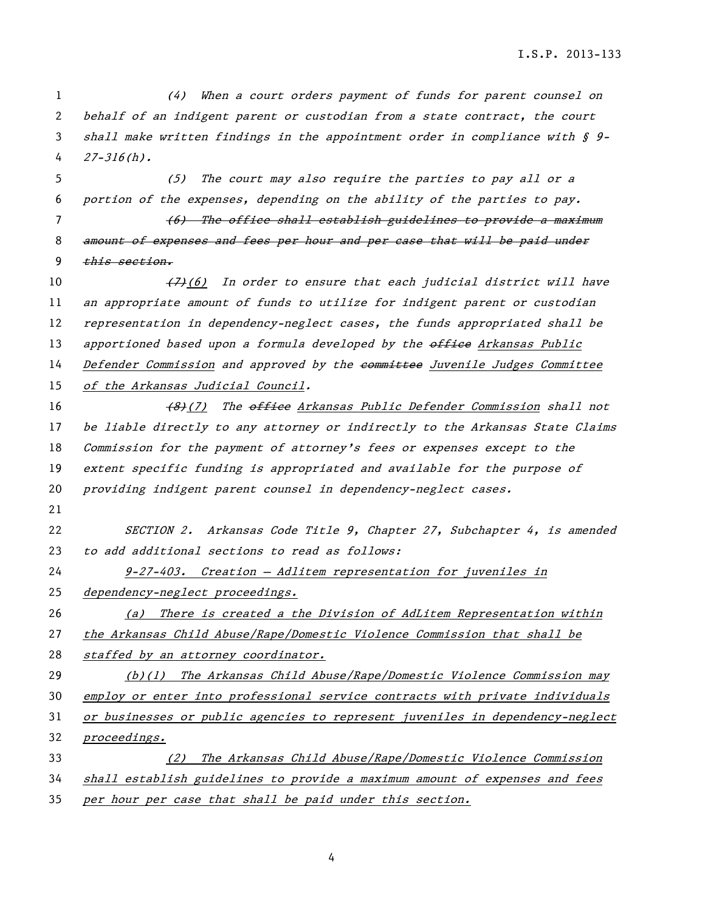(4) When a court orders payment of funds for parent counsel on behalf of an indigent parent or custodian from a state contract, the court shall make written findings in the appointment order in compliance with § 9-27-316(h).

(5) The court may also require the parties to pay all or a portion of the expenses, depending on the ability of the parties to pay.

~~(6) The office shall establish guidelines to provide a maximum amount of expenses and fees per hour and per case that will be paid under this section.~~

~~(7)~~(6) In order to ensure that each judicial district will have an appropriate amount of funds to utilize for indigent parent or custodian representation in dependency-neglect cases, the funds appropriated shall be apportioned based upon a formula developed by the ~~office~~ Arkansas Public Defender Commission and approved by the ~~committee~~ Juvenile Judges Committee of the Arkansas Judicial Council.

~~(8)~~(7) The ~~office~~ Arkansas Public Defender Commission shall not be liable directly to any attorney or indirectly to the Arkansas State Claims Commission for the payment of attorney's fees or expenses except to the extent specific funding is appropriated and available for the purpose of providing indigent parent counsel in dependency-neglect cases.

SECTION 2. Arkansas Code Title 9, Chapter 27, Subchapter 4, is amended to add additional sections to read as follows:

9-27-403. Creation — Adlitem representation for juveniles in dependency-neglect proceedings.

(a) There is created a the Division of AdLitem Representation within the Arkansas Child Abuse/Rape/Domestic Violence Commission that shall be staffed by an attorney coordinator.

(b)(1) The Arkansas Child Abuse/Rape/Domestic Violence Commission may employ or enter into professional service contracts with private individuals or businesses or public agencies to represent juveniles in dependency-neglect proceedings.

(2) The Arkansas Child Abuse/Rape/Domestic Violence Commission shall establish guidelines to provide a maximum amount of expenses and fees per hour per case that shall be paid under this section.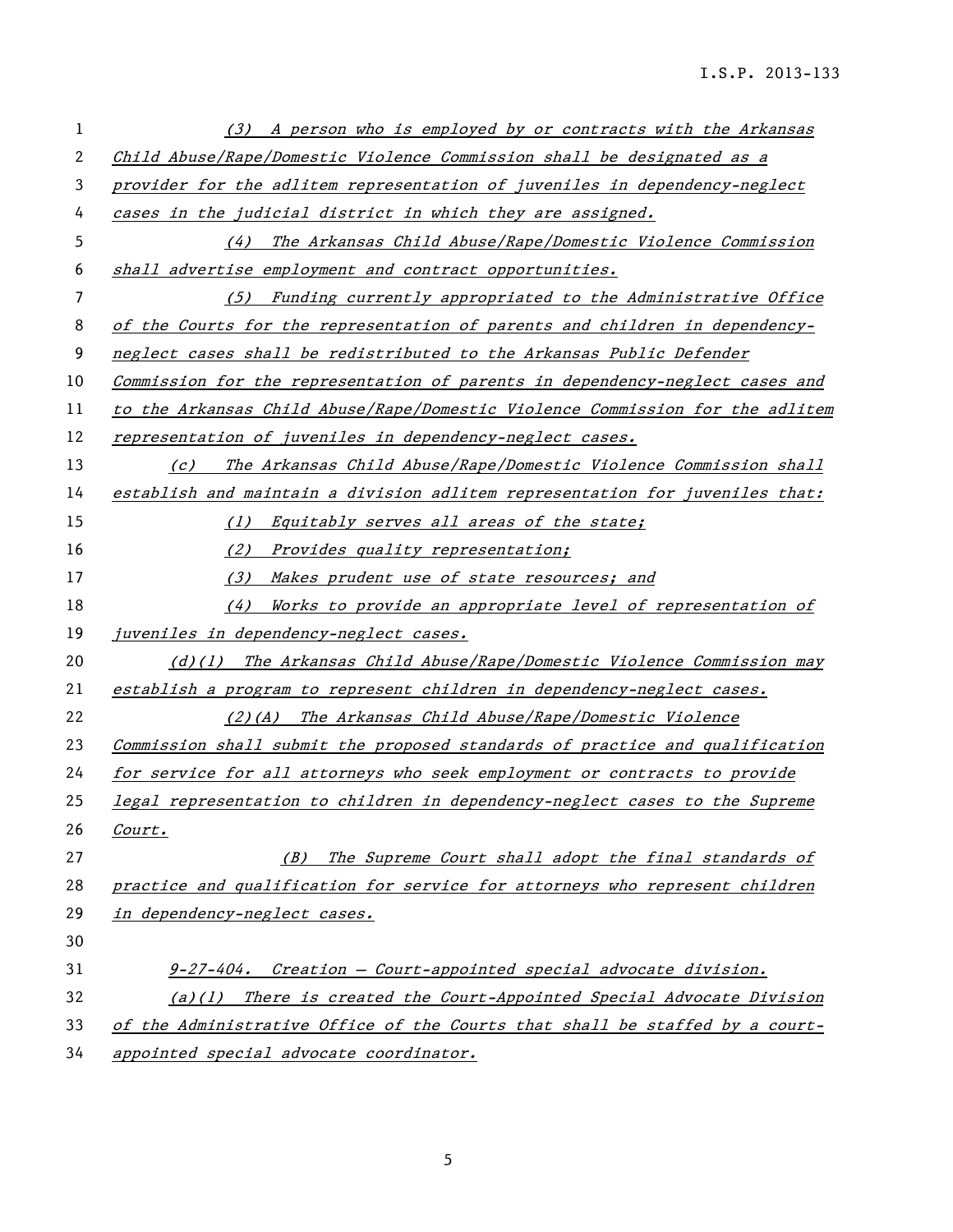*(3) A person who is employed by or contracts with the Arkansas Child Abuse/Rape/Domestic Violence Commission shall be designated as a provider for the adlitem representation of juveniles in dependency-neglect cases in the judicial district in which they are assigned.*

*(4) The Arkansas Child Abuse/Rape/Domestic Violence Commission shall advertise employment and contract opportunities.*

*(5) Funding currently appropriated to the Administrative Office of the Courts for the representation of parents and children in dependency-neglect cases shall be redistributed to the Arkansas Public Defender Commission for the representation of parents in dependency-neglect cases and to the Arkansas Child Abuse/Rape/Domestic Violence Commission for the adlitem representation of juveniles in dependency-neglect cases.*

*(c) The Arkansas Child Abuse/Rape/Domestic Violence Commission shall establish and maintain a division adlitem representation for juveniles that:*

*(1) Equitably serves all areas of the state;*

*(2) Provides quality representation;*

*(3) Makes prudent use of state resources; and*

*(4) Works to provide an appropriate level of representation of juveniles in dependency-neglect cases.*

*(d)(1) The Arkansas Child Abuse/Rape/Domestic Violence Commission may establish a program to represent children in dependency-neglect cases.*

*(2)(A) The Arkansas Child Abuse/Rape/Domestic Violence Commission shall submit the proposed standards of practice and qualification for service for all attorneys who seek employment or contracts to provide legal representation to children in dependency-neglect cases to the Supreme Court.*

*(B) The Supreme Court shall adopt the final standards of practice and qualification for service for attorneys who represent children in dependency-neglect cases.*

*9-27-404. Creation — Court-appointed special advocate division.*

*(a)(1) There is created the Court-Appointed Special Advocate Division of the Administrative Office of the Courts that shall be staffed by a court-appointed special advocate coordinator.*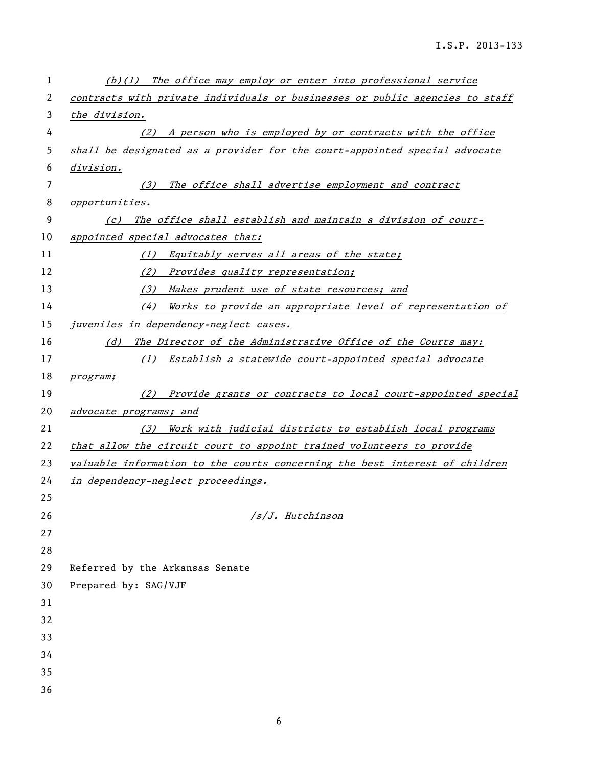*(b)(1) The office may employ or enter into professional service contracts with private individuals or businesses or public agencies to staff the division.*

*(2) A person who is employed by or contracts with the office shall be designated as a provider for the court-appointed special advocate division.*

*(3) The office shall advertise employment and contract opportunities.*

*(c) The office shall establish and maintain a division of court-appointed special advocates that:*

*(1) Equitably serves all areas of the state;*

*(2) Provides quality representation;*

*(3) Makes prudent use of state resources; and*

*(4) Works to provide an appropriate level of representation of juveniles in dependency-neglect cases.*

*(d) The Director of the Administrative Office of the Courts may:*

*(1) Establish a statewide court-appointed special advocate program;*

*(2) Provide grants or contracts to local court-appointed special advocate programs; and*

*(3) Work with judicial districts to establish local programs that allow the circuit court to appoint trained volunteers to provide valuable information to the courts concerning the best interest of children in dependency-neglect proceedings.*

*/s/J. Hutchinson*

Referred by the Arkansas Senate

Prepared by: SAG/VJF